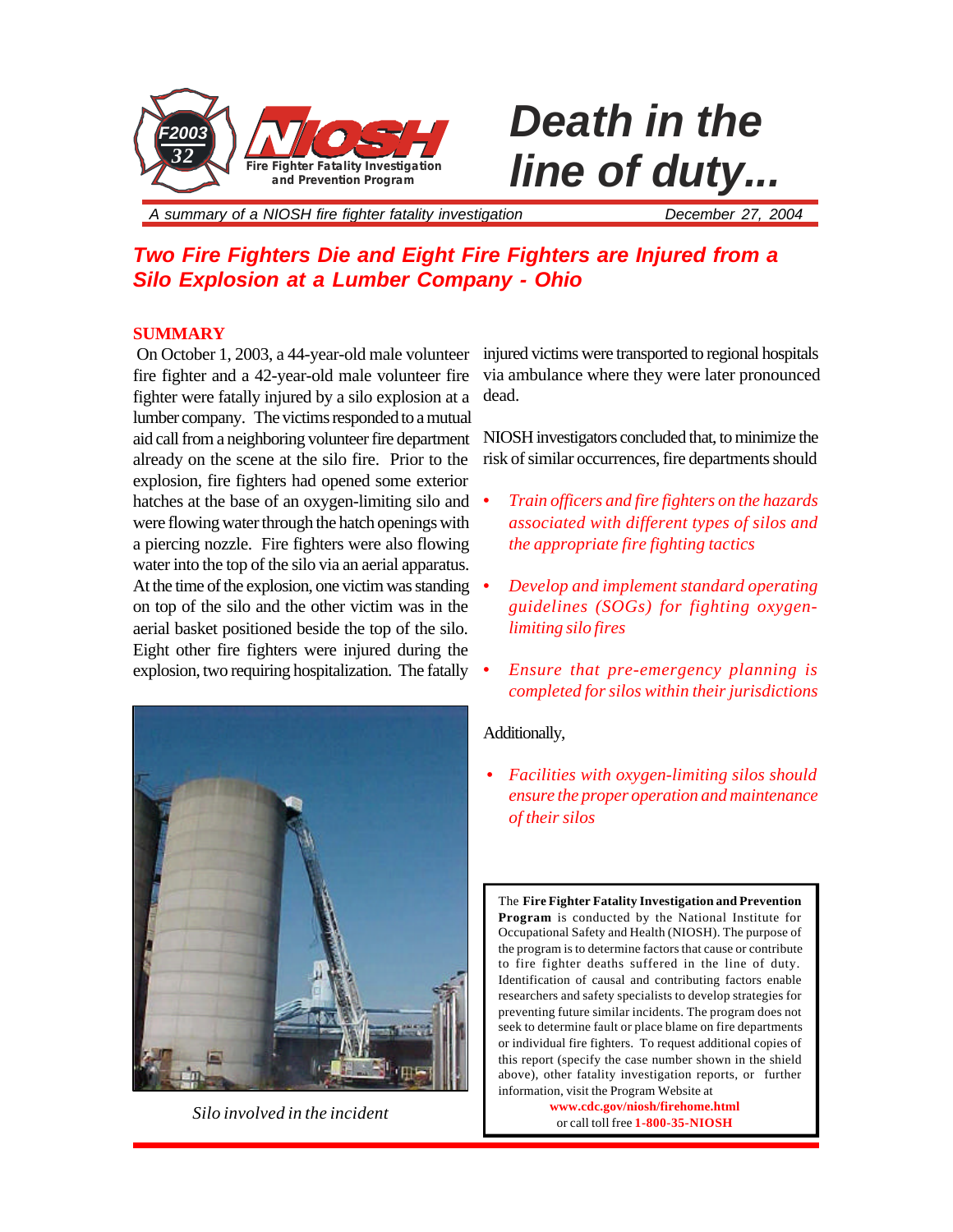F2003 32

**NIOSH** Fire Fighter Fatality Investigation and Prevention Program

# Death in the line of duty...

*A summary of a NIOSH fire fighter fatality investigation* — December 27, 2004

## Two Fire Fighters Die and Eight Fire Fighters are Injured from a Silo Explosion at a Lumber Company - Ohio

### SUMMARY

On October 1, 2003, a 44-year-old male volunteer fire fighter and a 42-year-old male volunteer fire fighter were fatally injured by a silo explosion at a lumber company. The victims responded to a mutual aid call from a neighboring volunteer fire department already on the scene at the silo fire. Prior to the explosion, fire fighters had opened some exterior hatches at the base of an oxygen-limiting silo and were flowing water through the hatch openings with a piercing nozzle. Fire fighters were also flowing water into the top of the silo via an aerial apparatus. At the time of the explosion, one victim was standing on top of the silo and the other victim was in the aerial basket positioned beside the top of the silo. Eight other fire fighters were injured during the explosion, two requiring hospitalization. The fatally injured victims were transported to regional hospitals via ambulance where they were later pronounced dead.

NIOSH investigators concluded that, to minimize the risk of similar occurrences, fire departments should

- *Train officers and fire fighters on the hazards associated with different types of silos and the appropriate fire fighting tactics*
- *Develop and implement standard operating guidelines (SOGs) for fighting oxygen-limiting silo fires*
- *Ensure that pre-emergency planning is completed for silos within their jurisdictions*

Additionally,

- *Facilities with oxygen-limiting silos should ensure the proper operation and maintenance of their silos*

*Silo involved in the incident*

The **Fire Fighter Fatality Investigation and Prevention Program** is conducted by the National Institute for Occupational Safety and Health (NIOSH). The purpose of the program is to determine factors that cause or contribute to fire fighter deaths suffered in the line of duty. Identification of causal and contributing factors enable researchers and safety specialists to develop strategies for preventing future similar incidents. The program does not seek to determine fault or place blame on fire departments or individual fire fighters. To request additional copies of this report (specify the case number shown in the shield above), other fatality investigation reports, or further information, visit the Program Website at

**www.cdc.gov/niosh/firehome.html**

or call toll free **1-800-35-NIOSH**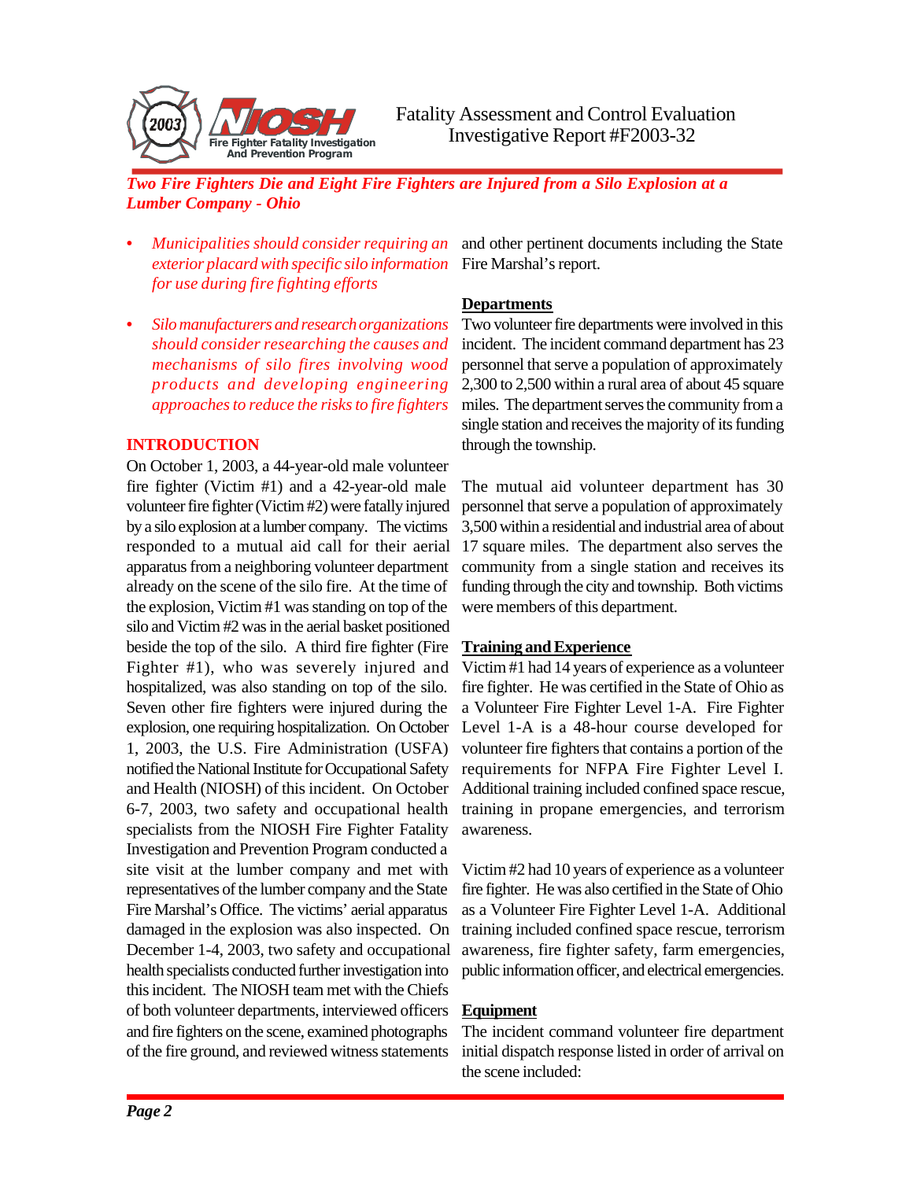*Two Fire Fighters Die and Eight Fire Fighters are Injured from a Silo Explosion at a Lumber Company - Ohio*

- *Municipalities should consider requiring an exterior placard with specific silo information for use during fire fighting efforts*
- *Silo manufacturers and research organizations should consider researching the causes and mechanisms of silo fires involving wood products and developing engineering approaches to reduce the risks to fire fighters*

## INTRODUCTION

On October 1, 2003, a 44-year-old male volunteer fire fighter (Victim #1) and a 42-year-old male volunteer fire fighter (Victim #2) were fatally injured by a silo explosion at a lumber company. The victims responded to a mutual aid call for their aerial apparatus from a neighboring volunteer department already on the scene of the silo fire. At the time of the explosion, Victim #1 was standing on top of the silo and Victim #2 was in the aerial basket positioned beside the top of the silo. A third fire fighter (Fire Fighter #1), who was severely injured and hospitalized, was also standing on top of the silo. Seven other fire fighters were injured during the explosion, one requiring hospitalization. On October 1, 2003, the U.S. Fire Administration (USFA) notified the National Institute for Occupational Safety and Health (NIOSH) of this incident. On October 6-7, 2003, two safety and occupational health specialists from the NIOSH Fire Fighter Fatality Investigation and Prevention Program conducted a site visit at the lumber company and met with representatives of the lumber company and the State Fire Marshal's Office. The victims' aerial apparatus damaged in the explosion was also inspected. On December 1-4, 2003, two safety and occupational health specialists conducted further investigation into this incident. The NIOSH team met with the Chiefs of both volunteer departments, interviewed officers and fire fighters on the scene, examined photographs of the fire ground, and reviewed witness statements and other pertinent documents including the State Fire Marshal's report.

### Departments

Two volunteer fire departments were involved in this incident. The incident command department has 23 personnel that serve a population of approximately 2,300 to 2,500 within a rural area of about 45 square miles. The department serves the community from a single station and receives the majority of its funding through the township.

The mutual aid volunteer department has 30 personnel that serve a population of approximately 3,500 within a residential and industrial area of about 17 square miles. The department also serves the community from a single station and receives its funding through the city and township. Both victims were members of this department.

### Training and Experience

Victim #1 had 14 years of experience as a volunteer fire fighter. He was certified in the State of Ohio as a Volunteer Fire Fighter Level 1-A. Fire Fighter Level 1-A is a 48-hour course developed for volunteer fire fighters that contains a portion of the requirements for NFPA Fire Fighter Level I. Additional training included confined space rescue, training in propane emergencies, and terrorism awareness.

Victim #2 had 10 years of experience as a volunteer fire fighter. He was also certified in the State of Ohio as a Volunteer Fire Fighter Level 1-A. Additional training included confined space rescue, terrorism awareness, fire fighter safety, farm emergencies, public information officer, and electrical emergencies.

### Equipment

The incident command volunteer fire department initial dispatch response listed in order of arrival on the scene included: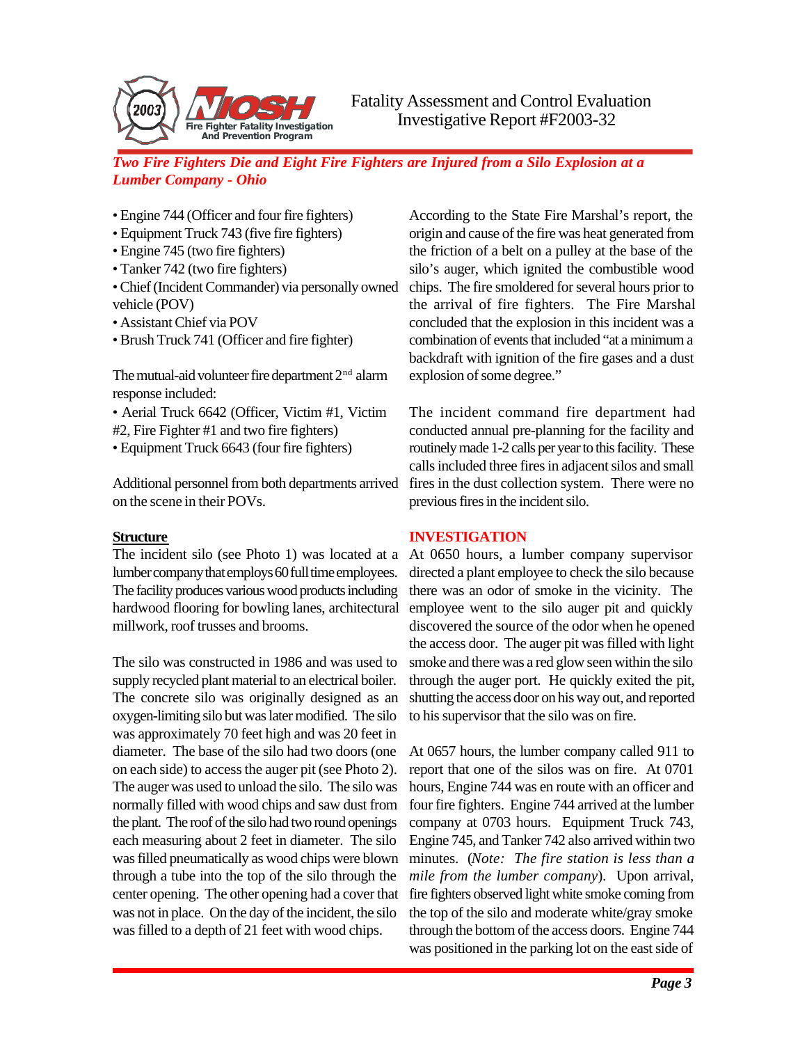- Engine 744 (Officer and four fire fighters)
- Equipment Truck 743 (five fire fighters)
- Engine 745 (two fire fighters)
- Tanker 742 (two fire fighters)
- Chief (Incident Commander) via personally owned vehicle (POV)
- Assistant Chief via POV
- Brush Truck 741 (Officer and fire fighter)

The mutual-aid volunteer fire department 2nd alarm response included:

- Aerial Truck 6642 (Officer, Victim #1, Victim #2, Fire Fighter #1 and two fire fighters)
- Equipment Truck 6643 (four fire fighters)

Additional personnel from both departments arrived on the scene in their POVs.

**Structure**

The incident silo (see Photo 1) was located at a lumber company that employs 60 full time employees. The facility produces various wood products including hardwood flooring for bowling lanes, architectural millwork, roof trusses and brooms.

The silo was constructed in 1986 and was used to supply recycled plant material to an electrical boiler. The concrete silo was originally designed as an oxygen-limiting silo but was later modified. The silo was approximately 70 feet high and was 20 feet in diameter. The base of the silo had two doors (one on each side) to access the auger pit (see Photo 2). The auger was used to unload the silo. The silo was normally filled with wood chips and saw dust from the plant. The roof of the silo had two round openings each measuring about 2 feet in diameter. The silo was filled pneumatically as wood chips were blown through a tube into the top of the silo through the center opening. The other opening had a cover that was not in place. On the day of the incident, the silo was filled to a depth of 21 feet with wood chips.

According to the State Fire Marshal's report, the origin and cause of the fire was heat generated from the friction of a belt on a pulley at the base of the silo's auger, which ignited the combustible wood chips. The fire smoldered for several hours prior to the arrival of fire fighters. The Fire Marshal concluded that the explosion in this incident was a combination of events that included "at a minimum a backdraft with ignition of the fire gases and a dust explosion of some degree."

The incident command fire department had conducted annual pre-planning for the facility and routinely made 1-2 calls per year to this facility. These calls included three fires in adjacent silos and small fires in the dust collection system. There were no previous fires in the incident silo.

## INVESTIGATION

At 0650 hours, a lumber company supervisor directed a plant employee to check the silo because there was an odor of smoke in the vicinity. The employee went to the silo auger pit and quickly discovered the source of the odor when he opened the access door. The auger pit was filled with light smoke and there was a red glow seen within the silo through the auger port. He quickly exited the pit, shutting the access door on his way out, and reported to his supervisor that the silo was on fire.

At 0657 hours, the lumber company called 911 to report that one of the silos was on fire. At 0701 hours, Engine 744 was en route with an officer and four fire fighters. Engine 744 arrived at the lumber company at 0703 hours. Equipment Truck 743, Engine 745, and Tanker 742 also arrived within two minutes. (*Note: The fire station is less than a mile from the lumber company*). Upon arrival, fire fighters observed light white smoke coming from the top of the silo and moderate white/gray smoke through the bottom of the access doors. Engine 744 was positioned in the parking lot on the east side of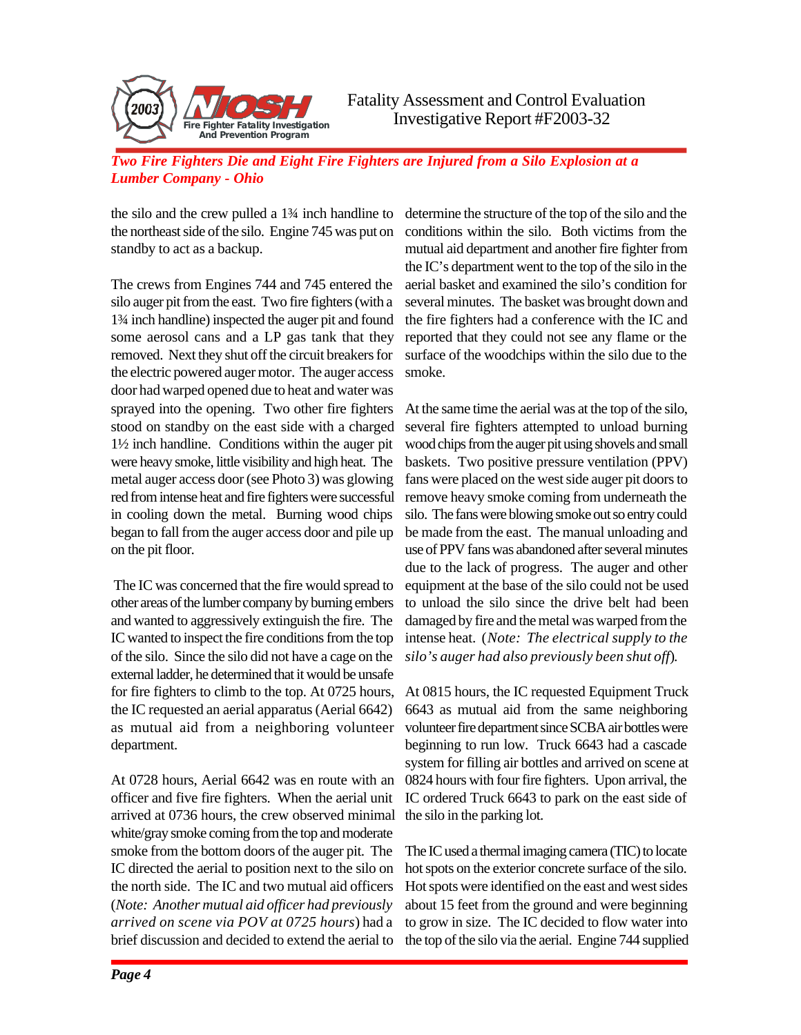the silo and the crew pulled a 1¾ inch handline to the northeast side of the silo. Engine 745 was put on standby to act as a backup.

The crews from Engines 744 and 745 entered the silo auger pit from the east. Two fire fighters (with a 1¾ inch handline) inspected the auger pit and found some aerosol cans and a LP gas tank that they removed. Next they shut off the circuit breakers for the electric powered auger motor. The auger access door had warped opened due to heat and water was sprayed into the opening. Two other fire fighters stood on standby on the east side with a charged 1½ inch handline. Conditions within the auger pit were heavy smoke, little visibility and high heat. The metal auger access door (see Photo 3) was glowing red from intense heat and fire fighters were successful in cooling down the metal. Burning wood chips began to fall from the auger access door and pile up on the pit floor.

The IC was concerned that the fire would spread to other areas of the lumber company by burning embers and wanted to aggressively extinguish the fire. The IC wanted to inspect the fire conditions from the top of the silo. Since the silo did not have a cage on the external ladder, he determined that it would be unsafe for fire fighters to climb to the top. At 0725 hours, the IC requested an aerial apparatus (Aerial 6642) as mutual aid from a neighboring volunteer department.

At 0728 hours, Aerial 6642 was en route with an officer and five fire fighters. When the aerial unit arrived at 0736 hours, the crew observed minimal white/gray smoke coming from the top and moderate smoke from the bottom doors of the auger pit. The IC directed the aerial to position next to the silo on the north side. The IC and two mutual aid officers (*Note: Another mutual aid officer had previously arrived on scene via POV at 0725 hours*) had a brief discussion and decided to extend the aerial to determine the structure of the top of the silo and the conditions within the silo. Both victims from the mutual aid department and another fire fighter from the IC's department went to the top of the silo in the aerial basket and examined the silo's condition for several minutes. The basket was brought down and the fire fighters had a conference with the IC and reported that they could not see any flame or the surface of the woodchips within the silo due to the smoke.

At the same time the aerial was at the top of the silo, several fire fighters attempted to unload burning wood chips from the auger pit using shovels and small baskets. Two positive pressure ventilation (PPV) fans were placed on the west side auger pit doors to remove heavy smoke coming from underneath the silo. The fans were blowing smoke out so entry could be made from the east. The manual unloading and use of PPV fans was abandoned after several minutes due to the lack of progress. The auger and other equipment at the base of the silo could not be used to unload the silo since the drive belt had been damaged by fire and the metal was warped from the intense heat. (*Note: The electrical supply to the silo's auger had also previously been shut off*).

At 0815 hours, the IC requested Equipment Truck 6643 as mutual aid from the same neighboring volunteer fire department since SCBA air bottles were beginning to run low. Truck 6643 had a cascade system for filling air bottles and arrived on scene at 0824 hours with four fire fighters. Upon arrival, the IC ordered Truck 6643 to park on the east side of the silo in the parking lot.

The IC used a thermal imaging camera (TIC) to locate hot spots on the exterior concrete surface of the silo. Hot spots were identified on the east and west sides about 15 feet from the ground and were beginning to grow in size. The IC decided to flow water into the top of the silo via the aerial. Engine 744 supplied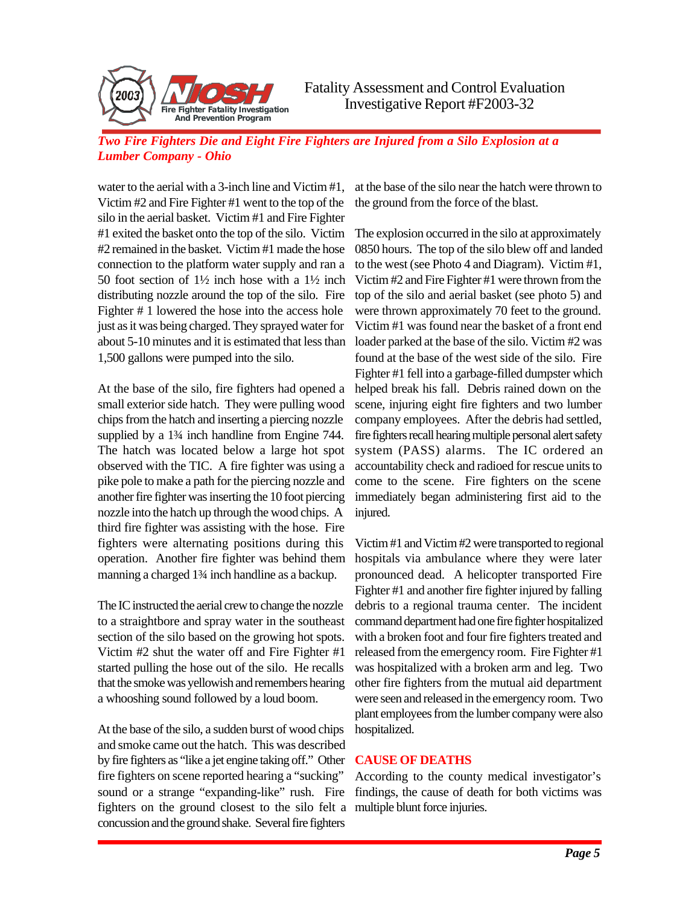water to the aerial with a 3-inch line and Victim #1, Victim #2 and Fire Fighter #1 went to the top of the silo in the aerial basket. Victim #1 and Fire Fighter #1 exited the basket onto the top of the silo. Victim #2 remained in the basket. Victim #1 made the hose connection to the platform water supply and ran a 50 foot section of 1½ inch hose with a 1½ inch distributing nozzle around the top of the silo. Fire Fighter # 1 lowered the hose into the access hole just as it was being charged. They sprayed water for about 5-10 minutes and it is estimated that less than 1,500 gallons were pumped into the silo.

At the base of the silo, fire fighters had opened a small exterior side hatch. They were pulling wood chips from the hatch and inserting a piercing nozzle supplied by a 1¾ inch handline from Engine 744. The hatch was located below a large hot spot observed with the TIC. A fire fighter was using a pike pole to make a path for the piercing nozzle and another fire fighter was inserting the 10 foot piercing nozzle into the hatch up through the wood chips. A third fire fighter was assisting with the hose. Fire fighters were alternating positions during this operation. Another fire fighter was behind them manning a charged 1¾ inch handline as a backup.

The IC instructed the aerial crew to change the nozzle to a straightbore and spray water in the southeast section of the silo based on the growing hot spots. Victim #2 shut the water off and Fire Fighter #1 started pulling the hose out of the silo. He recalls that the smoke was yellowish and remembers hearing a whooshing sound followed by a loud boom.

At the base of the silo, a sudden burst of wood chips and smoke came out the hatch. This was described by fire fighters as "like a jet engine taking off." Other fire fighters on scene reported hearing a "sucking" sound or a strange "expanding-like" rush. Fire fighters on the ground closest to the silo felt a concussion and the ground shake. Several fire fighters at the base of the silo near the hatch were thrown to the ground from the force of the blast.

The explosion occurred in the silo at approximately 0850 hours. The top of the silo blew off and landed to the west (see Photo 4 and Diagram). Victim #1, Victim #2 and Fire Fighter #1 were thrown from the top of the silo and aerial basket (see photo 5) and were thrown approximately 70 feet to the ground. Victim #1 was found near the basket of a front end loader parked at the base of the silo. Victim #2 was found at the base of the west side of the silo. Fire Fighter #1 fell into a garbage-filled dumpster which helped break his fall. Debris rained down on the scene, injuring eight fire fighters and two lumber company employees. After the debris had settled, fire fighters recall hearing multiple personal alert safety system (PASS) alarms. The IC ordered an accountability check and radioed for rescue units to come to the scene. Fire fighters on the scene immediately began administering first aid to the injured.

Victim #1 and Victim #2 were transported to regional hospitals via ambulance where they were later pronounced dead. A helicopter transported Fire Fighter #1 and another fire fighter injured by falling debris to a regional trauma center. The incident command department had one fire fighter hospitalized with a broken foot and four fire fighters treated and released from the emergency room. Fire Fighter #1 was hospitalized with a broken arm and leg. Two other fire fighters from the mutual aid department were seen and released in the emergency room. Two plant employees from the lumber company were also hospitalized.

## CAUSE OF DEATHS

According to the county medical investigator's findings, the cause of death for both victims was multiple blunt force injuries.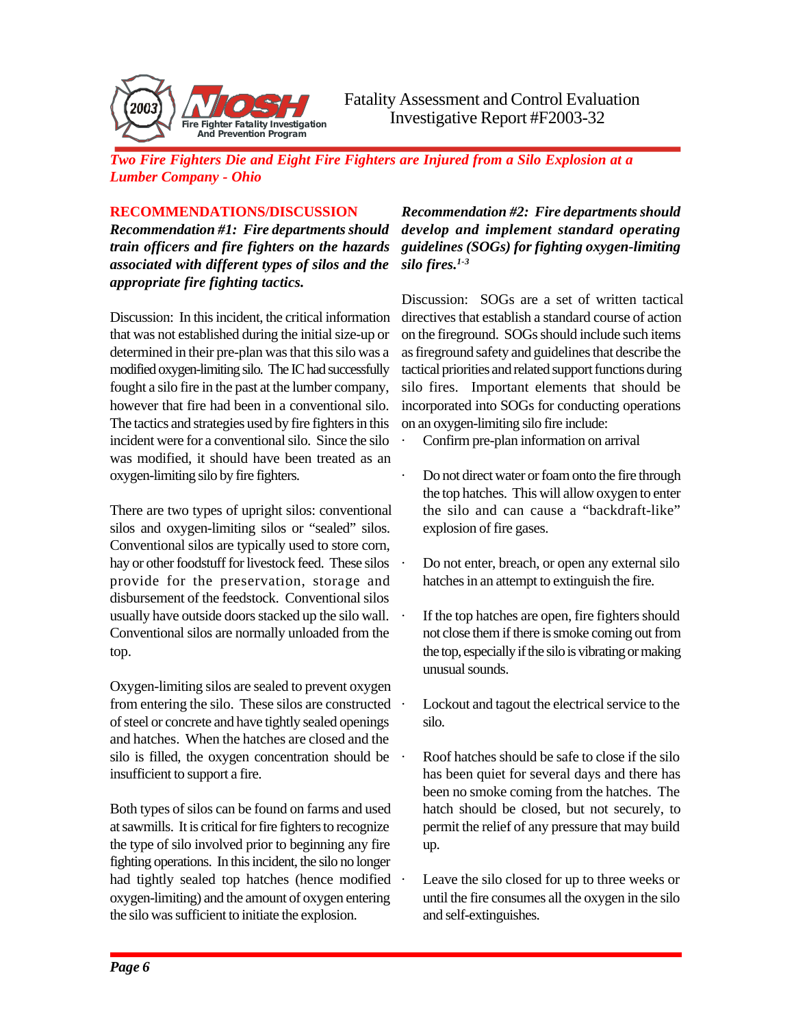*Two Fire Fighters Die and Eight Fire Fighters are Injured from a Silo Explosion at a Lumber Company - Ohio*

## RECOMMENDATIONS/DISCUSSION

***Recommendation #1: Fire departments should train officers and fire fighters on the hazards associated with different types of silos and the appropriate fire fighting tactics.***

Discussion: In this incident, the critical information that was not established during the initial size-up or determined in their pre-plan was that this silo was a modified oxygen-limiting silo. The IC had successfully fought a silo fire in the past at the lumber company, however that fire had been in a conventional silo. The tactics and strategies used by fire fighters in this incident were for a conventional silo. Since the silo was modified, it should have been treated as an oxygen-limiting silo by fire fighters.

There are two types of upright silos: conventional silos and oxygen-limiting silos or "sealed" silos. Conventional silos are typically used to store corn, hay or other foodstuff for livestock feed. These silos provide for the preservation, storage and disbursement of the feedstock. Conventional silos usually have outside doors stacked up the silo wall. Conventional silos are normally unloaded from the top.

Oxygen-limiting silos are sealed to prevent oxygen from entering the silo. These silos are constructed of steel or concrete and have tightly sealed openings and hatches. When the hatches are closed and the silo is filled, the oxygen concentration should be insufficient to support a fire.

Both types of silos can be found on farms and used at sawmills. It is critical for fire fighters to recognize the type of silo involved prior to beginning any fire fighting operations. In this incident, the silo no longer had tightly sealed top hatches (hence modified oxygen-limiting) and the amount of oxygen entering the silo was sufficient to initiate the explosion.

***Recommendation #2: Fire departments should develop and implement standard operating guidelines (SOGs) for fighting oxygen-limiting silo fires.[1-3]***

Discussion: SOGs are a set of written tactical directives that establish a standard course of action on the fireground. SOGs should include such items as fireground safety and guidelines that describe the tactical priorities and related support functions during silo fires. Important elements that should be incorporated into SOGs for conducting operations on an oxygen-limiting silo fire include:

- Confirm pre-plan information on arrival
- Do not direct water or foam onto the fire through the top hatches. This will allow oxygen to enter the silo and can cause a "backdraft-like" explosion of fire gases.
- Do not enter, breach, or open any external silo hatches in an attempt to extinguish the fire.
- If the top hatches are open, fire fighters should not close them if there is smoke coming out from the top, especially if the silo is vibrating or making unusual sounds.
- Lockout and tagout the electrical service to the silo.
- Roof hatches should be safe to close if the silo has been quiet for several days and there has been no smoke coming from the hatches. The hatch should be closed, but not securely, to permit the relief of any pressure that may build up.
- Leave the silo closed for up to three weeks or until the fire consumes all the oxygen in the silo and self-extinguishes.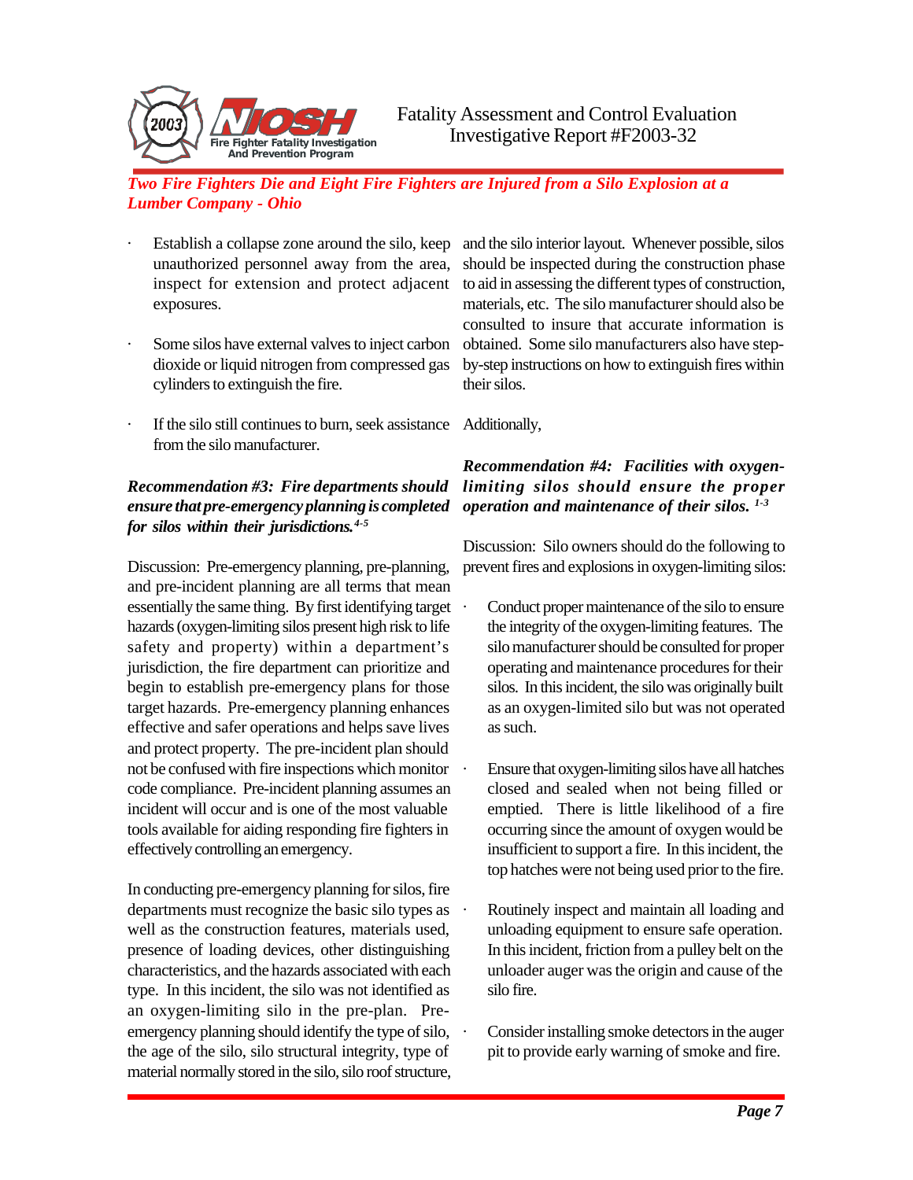- Establish a collapse zone around the silo, keep unauthorized personnel away from the area, inspect for extension and protect adjacent exposures.
- Some silos have external valves to inject carbon dioxide or liquid nitrogen from compressed gas cylinders to extinguish the fire.
- If the silo still continues to burn, seek assistance from the silo manufacturer.

***Recommendation #3: Fire departments should ensure that pre-emergency planning is completed for silos within their jurisdictions.***[4-5]

Discussion: Pre-emergency planning, pre-planning, and pre-incident planning are all terms that mean essentially the same thing. By first identifying target hazards (oxygen-limiting silos present high risk to life safety and property) within a department's jurisdiction, the fire department can prioritize and begin to establish pre-emergency plans for those target hazards. Pre-emergency planning enhances effective and safer operations and helps save lives and protect property. The pre-incident plan should not be confused with fire inspections which monitor code compliance. Pre-incident planning assumes an incident will occur and is one of the most valuable tools available for aiding responding fire fighters in effectively controlling an emergency.

In conducting pre-emergency planning for silos, fire departments must recognize the basic silo types as well as the construction features, materials used, presence of loading devices, other distinguishing characteristics, and the hazards associated with each type. In this incident, the silo was not identified as an oxygen-limiting silo in the pre-plan. Pre-emergency planning should identify the type of silo, the age of the silo, silo structural integrity, type of material normally stored in the silo, silo roof structure, and the silo interior layout. Whenever possible, silos should be inspected during the construction phase to aid in assessing the different types of construction, materials, etc. The silo manufacturer should also be consulted to insure that accurate information is obtained. Some silo manufacturers also have step-by-step instructions on how to extinguish fires within their silos.

Additionally,

***Recommendation #4: Facilities with oxygen-limiting silos should ensure the proper operation and maintenance of their silos.***[1-3]

Discussion: Silo owners should do the following to prevent fires and explosions in oxygen-limiting silos:

- Conduct proper maintenance of the silo to ensure the integrity of the oxygen-limiting features. The silo manufacturer should be consulted for proper operating and maintenance procedures for their silos. In this incident, the silo was originally built as an oxygen-limited silo but was not operated as such.
- Ensure that oxygen-limiting silos have all hatches closed and sealed when not being filled or emptied. There is little likelihood of a fire occurring since the amount of oxygen would be insufficient to support a fire. In this incident, the top hatches were not being used prior to the fire.
- Routinely inspect and maintain all loading and unloading equipment to ensure safe operation. In this incident, friction from a pulley belt on the unloader auger was the origin and cause of the silo fire.
- Consider installing smoke detectors in the auger pit to provide early warning of smoke and fire.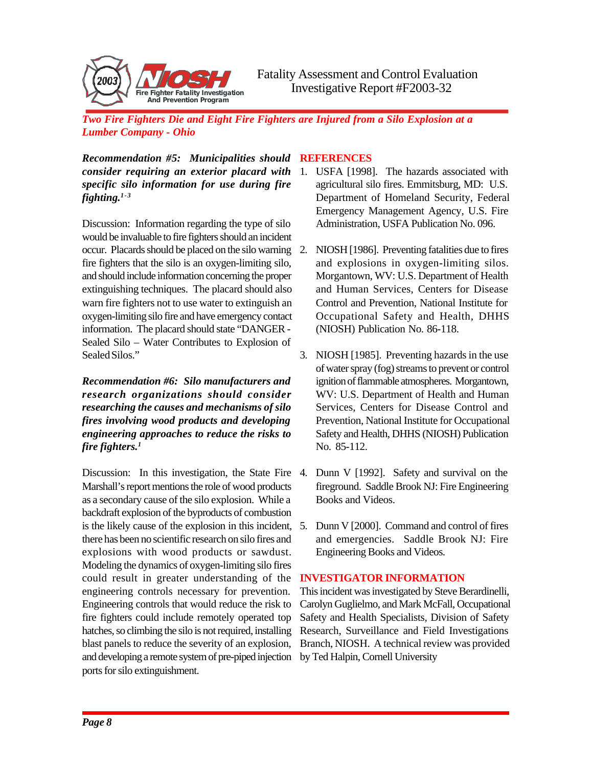*Two Fire Fighters Die and Eight Fire Fighters are Injured from a Silo Explosion at a Lumber Company - Ohio*

***Recommendation #5: Municipalities should consider requiring an exterior placard with specific silo information for use during fire fighting.[1-3]***

Discussion: Information regarding the type of silo would be invaluable to fire fighters should an incident occur. Placards should be placed on the silo warning fire fighters that the silo is an oxygen-limiting silo, and should include information concerning the proper extinguishing techniques. The placard should also warn fire fighters not to use water to extinguish an oxygen-limiting silo fire and have emergency contact information. The placard should state "DANGER - Sealed Silo – Water Contributes to Explosion of Sealed Silos."

***Recommendation #6: Silo manufacturers and research organizations should consider researching the causes and mechanisms of silo fires involving wood products and developing engineering approaches to reduce the risks to fire fighters.[1]***

Discussion: In this investigation, the State Fire Marshall's report mentions the role of wood products as a secondary cause of the silo explosion. While a backdraft explosion of the byproducts of combustion is the likely cause of the explosion in this incident, there has been no scientific research on silo fires and explosions with wood products or sawdust. Modeling the dynamics of oxygen-limiting silo fires could result in greater understanding of the engineering controls necessary for prevention. Engineering controls that would reduce the risk to fire fighters could include remotely operated top hatches, so climbing the silo is not required, installing blast panels to reduce the severity of an explosion, and developing a remote system of pre-piped injection ports for silo extinguishment.

## REFERENCES

1. USFA [1998]. The hazards associated with agricultural silo fires. Emmitsburg, MD: U.S. Department of Homeland Security, Federal Emergency Management Agency, U.S. Fire Administration, USFA Publication No. 096.

2. NIOSH [1986]. Preventing fatalities due to fires and explosions in oxygen-limiting silos. Morgantown, WV: U.S. Department of Health and Human Services, Centers for Disease Control and Prevention, National Institute for Occupational Safety and Health, DHHS (NIOSH) Publication No. 86-118.

3. NIOSH [1985]. Preventing hazards in the use of water spray (fog) streams to prevent or control ignition of flammable atmospheres. Morgantown, WV: U.S. Department of Health and Human Services, Centers for Disease Control and Prevention, National Institute for Occupational Safety and Health, DHHS (NIOSH) Publication No. 85-112.

4. Dunn V [1992]. Safety and survival on the fireground. Saddle Brook NJ: Fire Engineering Books and Videos.

5. Dunn V [2000]. Command and control of fires and emergencies. Saddle Brook NJ: Fire Engineering Books and Videos.

## INVESTIGATOR INFORMATION

This incident was investigated by Steve Berardinelli, Carolyn Guglielmo, and Mark McFall, Occupational Safety and Health Specialists, Division of Safety Research, Surveillance and Field Investigations Branch, NIOSH. A technical review was provided by Ted Halpin, Cornell University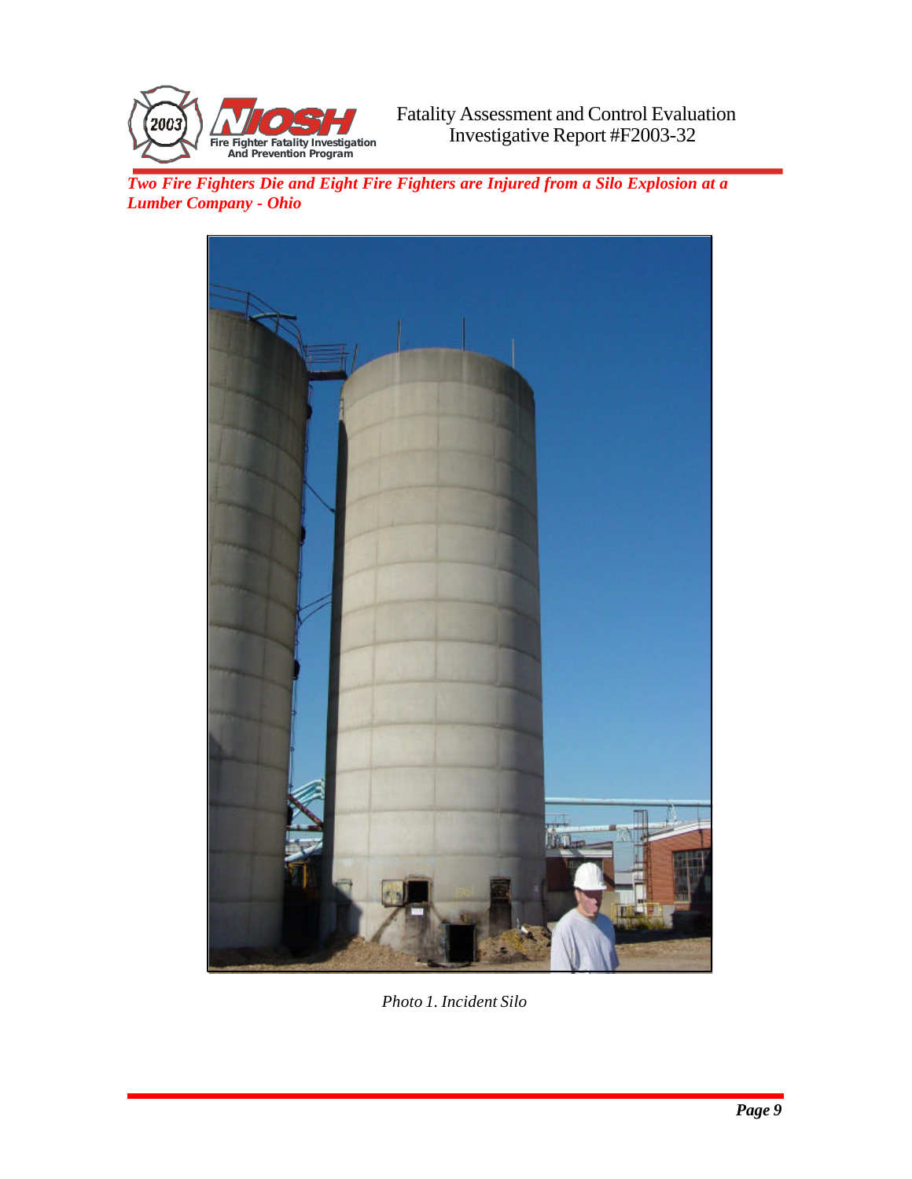Photo 1. Incident Silo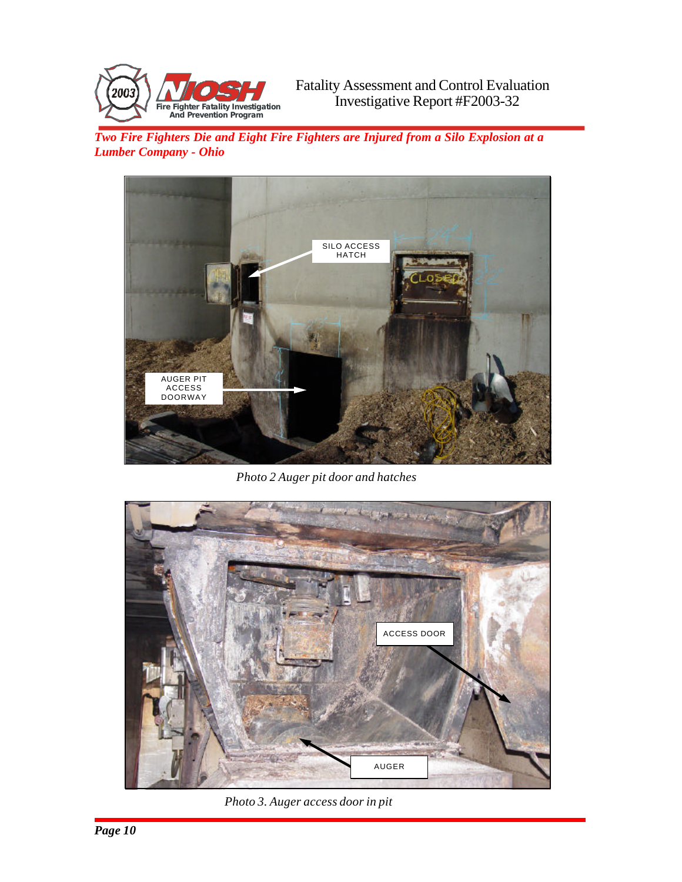Photo 2 Auger pit door and hatches

Photo 3. Auger access door in pit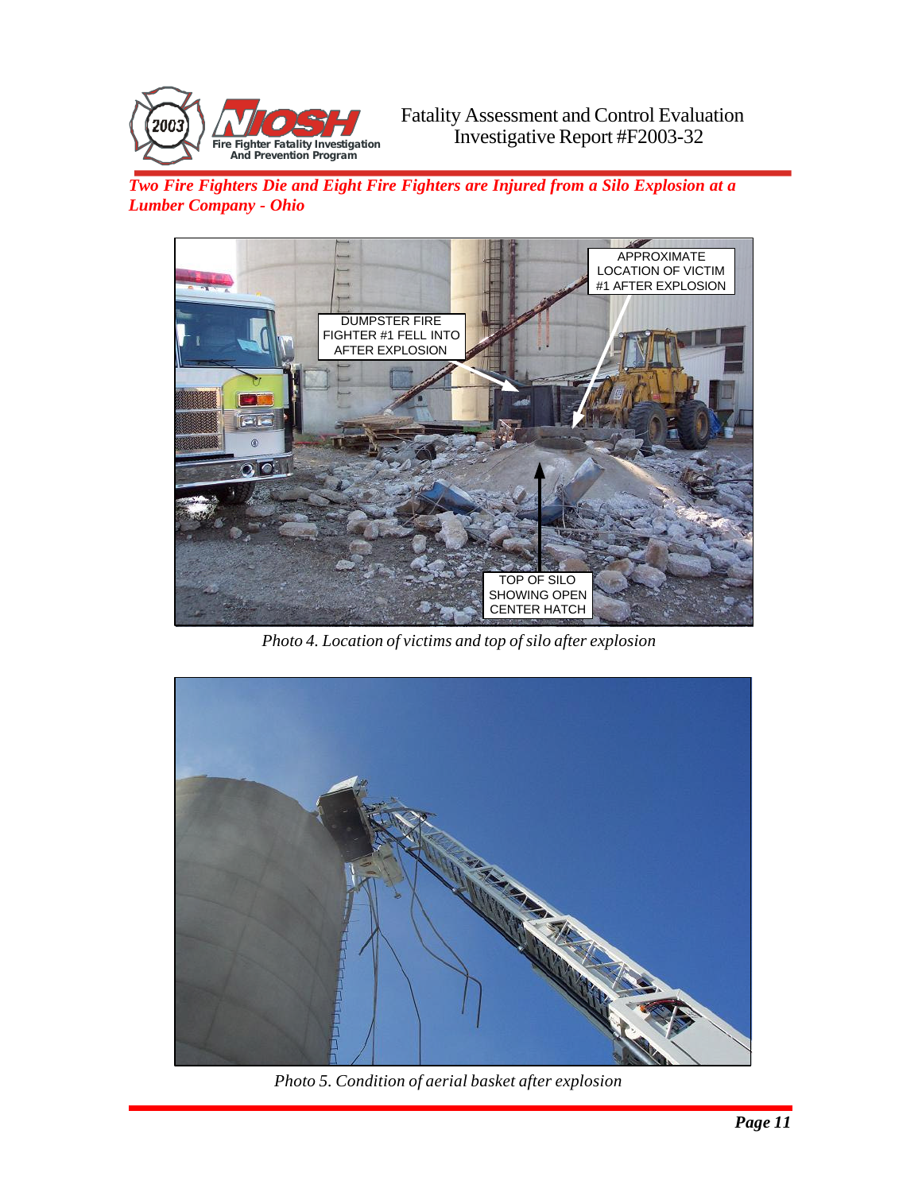Photo 4. Location of victims and top of silo after explosion

Photo 5. Condition of aerial basket after explosion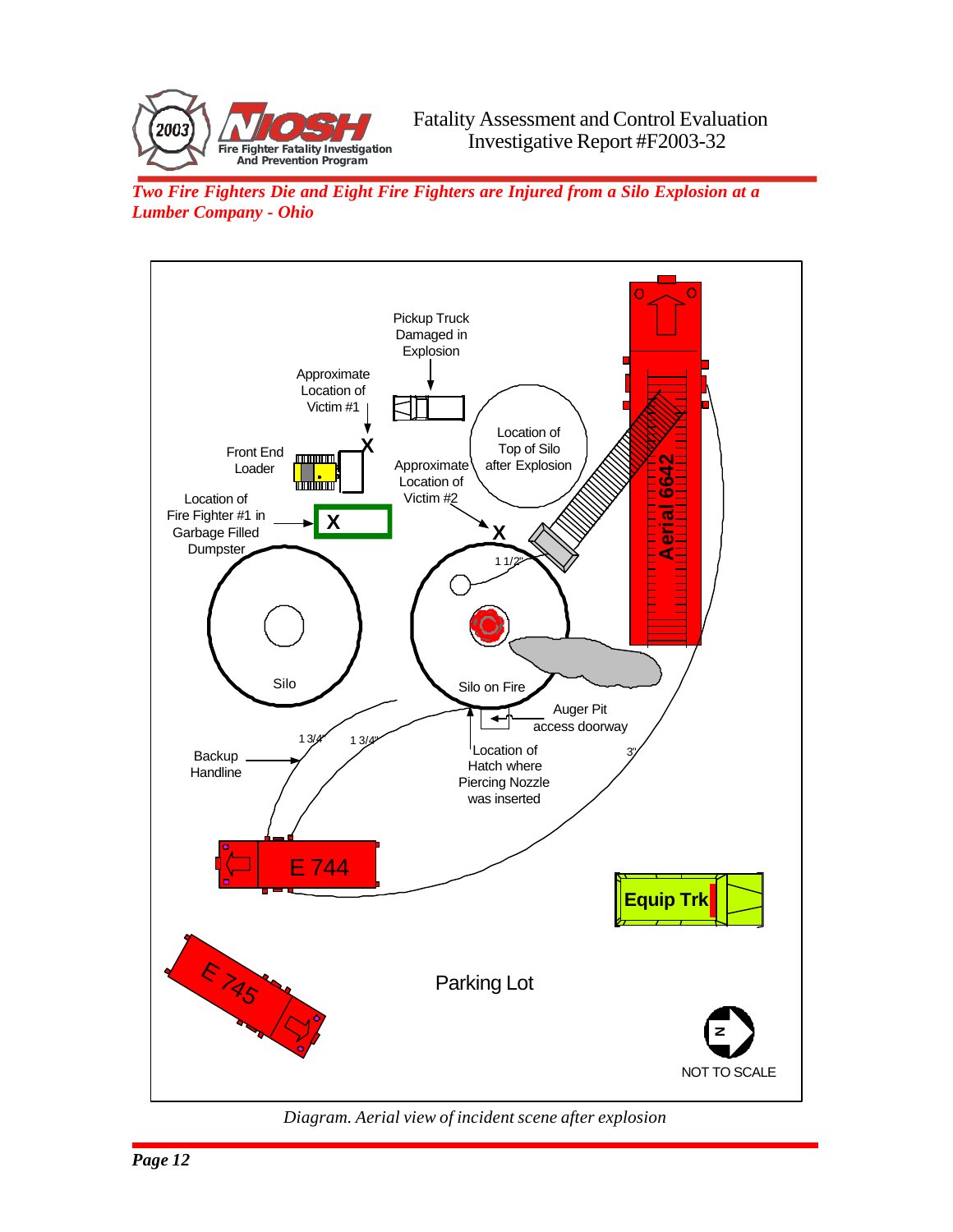*Diagram. Aerial view of incident scene after explosion*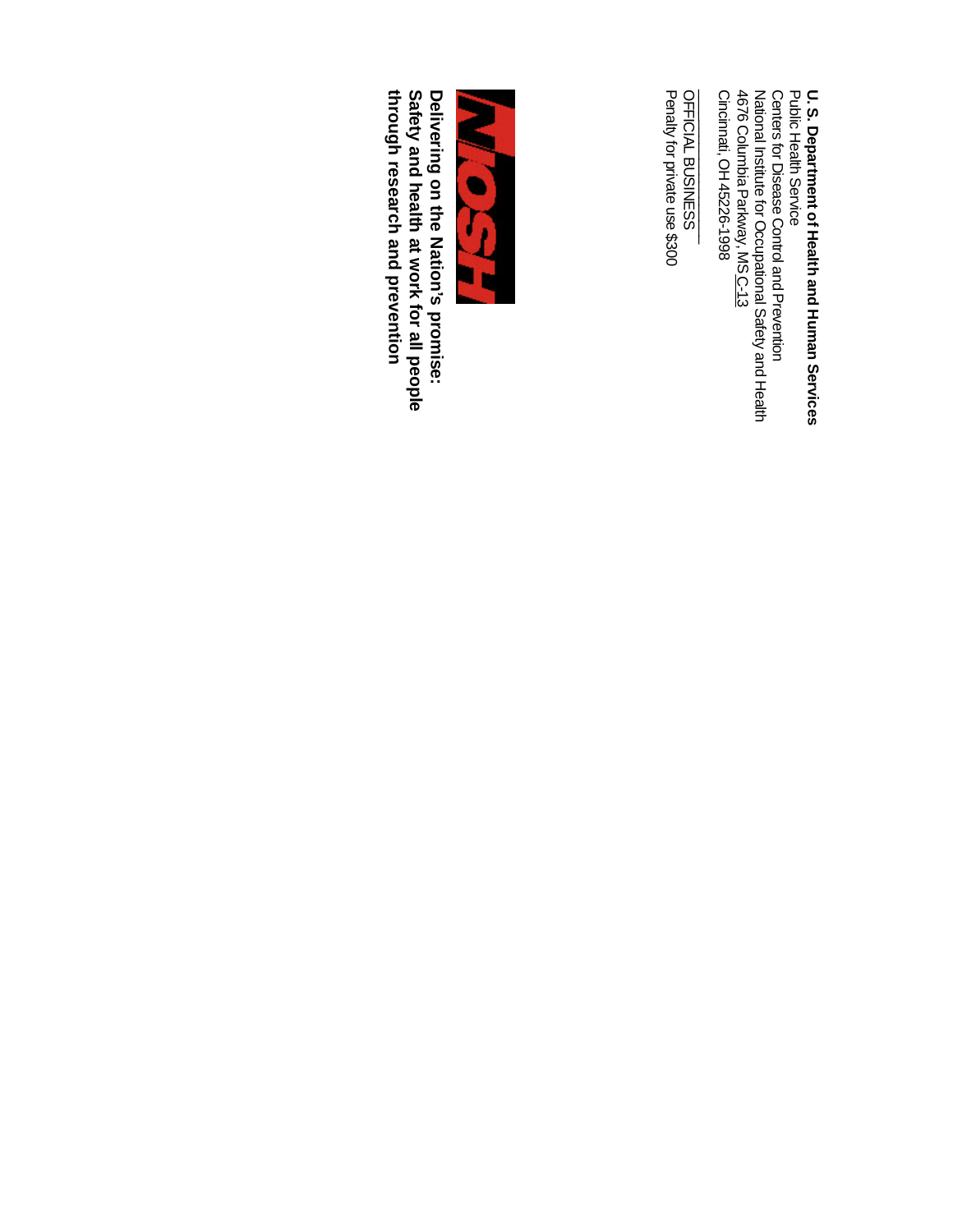**U. S. Department of Health and Human Services**
Public Health Service
Centers for Disease Control and Prevention
National Institute for Occupational Safety and Health
4676 Columbia Parkway, MS C-13
Cincinnati, OH 45226-1998

OFFICIAL BUSINESS
Penalty for private use $300

**Delivering on the Nation's promise:**
**Safety and health at work for all people**
**through research and prevention**